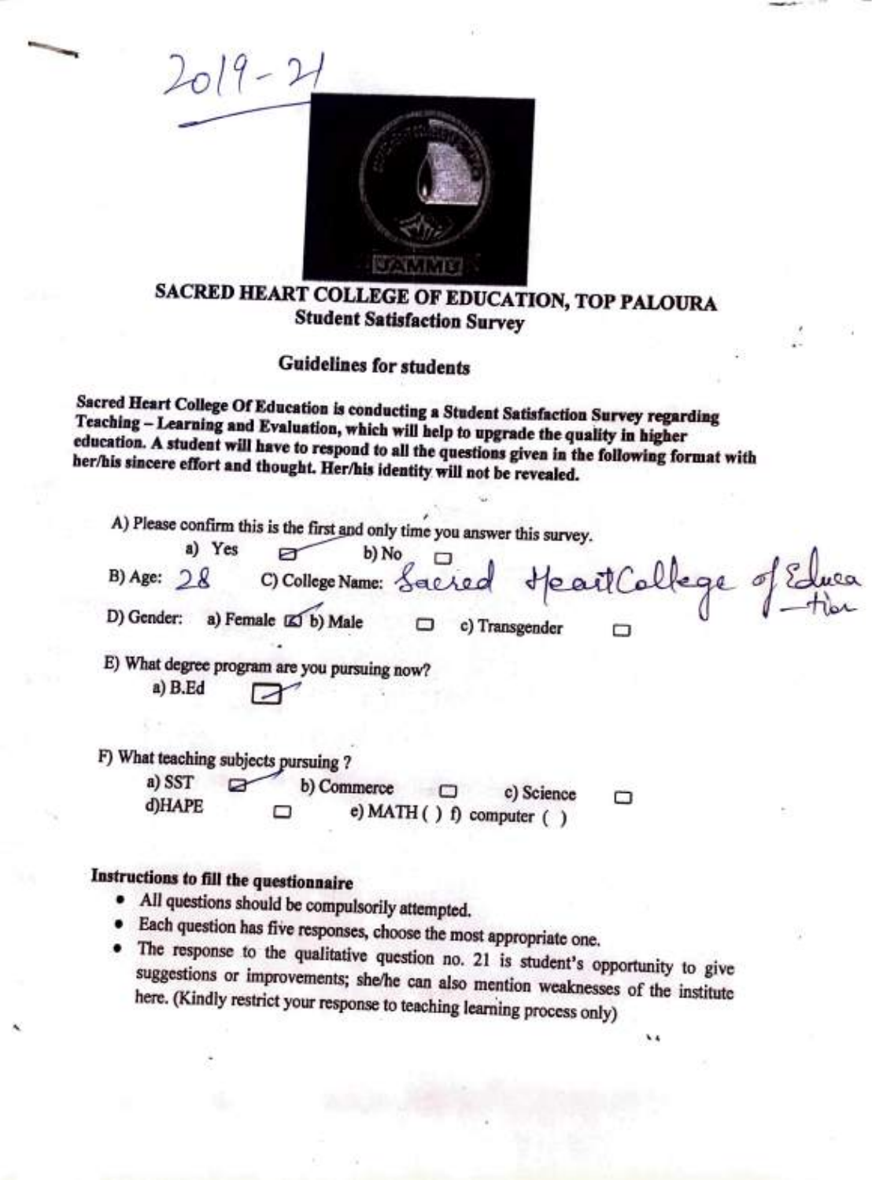2019-21

# SACRED HEART COLLEGE OF EDUCATION, TOP PALOURA

## Student Satisfaction Survey

### Guidelines for students

**Sacred Heart College Of Education is conducting a Student Satisfaction Survey regarding Teaching – Learning and Evaluation, which will help to upgrade the quality in higher education. A student will have to respond to all the questions given in the following format with her/his sincere effort and thought. Her/his identity will not be revealed.**

A) Please confirm this is the first and only time you answer this survey.

a) Yes ☑ b) No ☐

B) Age: 28 C) College Name: Sacred Heart College of Education

D) Gender: a) Female ☑ b) Male ☐ c) Transgender ☐

E) What degree program are you pursuing now?

a) B.Ed ☑

F) What teaching subjects pursuing ?

a) SST ☑ b) Commerce ☐ c) Science ☐
d) HAPE ☐ e) MATH ( ) f) computer ( )

**Instructions to fill the questionnaire**

- All questions should be compulsorily attempted.
- Each question has five responses, choose the most appropriate one.
- The response to the qualitative question no. 21 is student's opportunity to give suggestions or improvements; she/he can also mention weaknesses of the institute here. (Kindly restrict your response to teaching learning process only)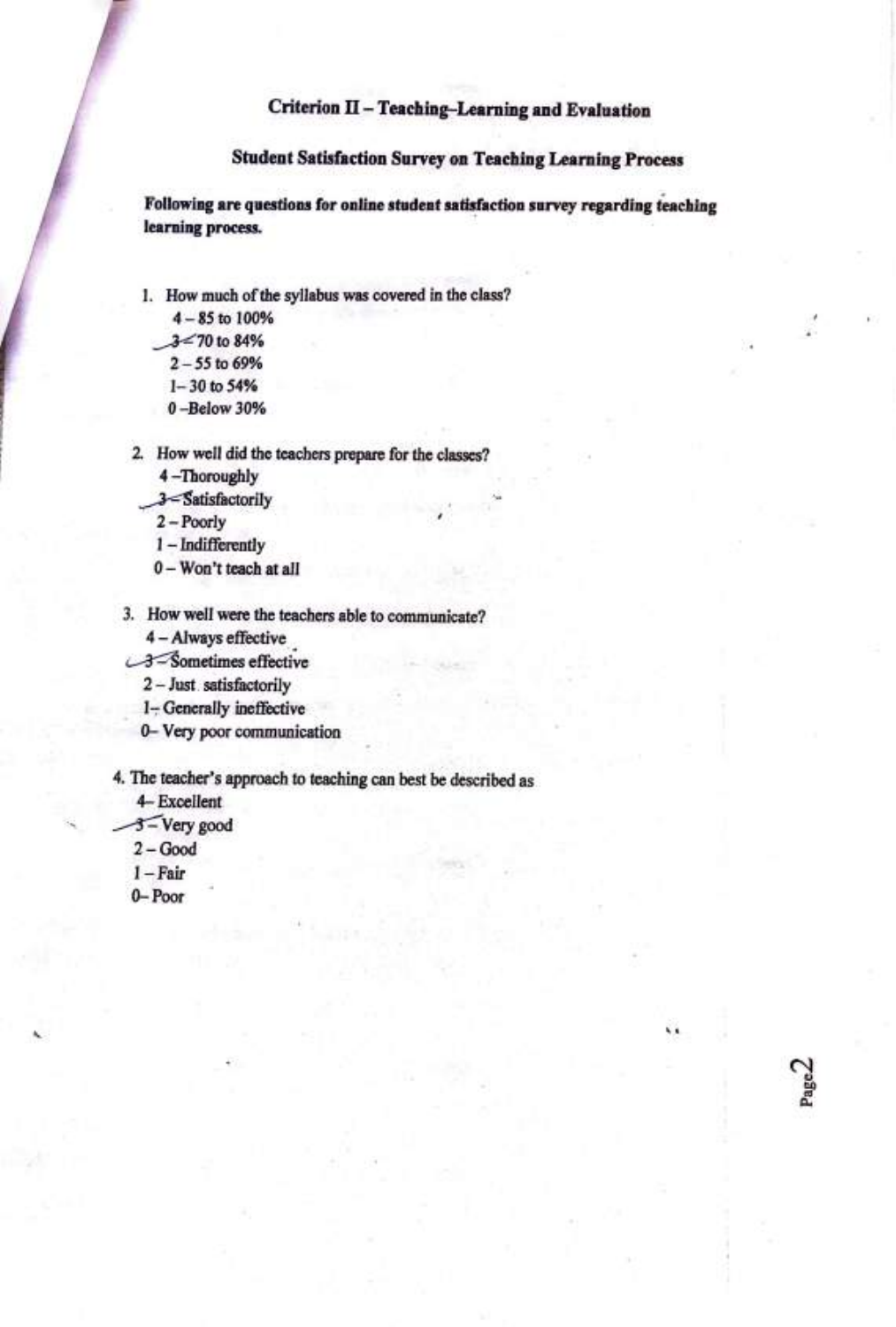## Criterion II – Teaching–Learning and Evaluation

### Student Satisfaction Survey on Teaching Learning Process

**Following are questions for online student satisfaction survey regarding teaching learning process.**

1. How much of the syllabus was covered in the class?
   - 4 – 85 to 100%
   - 3 – 70 to 84%
   - 2 – 55 to 69%
   - 1 – 30 to 54%
   - 0 – Below 30%

2. How well did the teachers prepare for the classes?
   - 4 – Thoroughly
   - 3 – Satisfactorily
   - 2 – Poorly
   - 1 – Indifferently
   - 0 – Won't teach at all

3. How well were the teachers able to communicate?
   - 4 – Always effective
   - 3 – Sometimes effective
   - 2 – Just satisfactorily
   - 1 – Generally ineffective
   - 0 – Very poor communication

4. The teacher's approach to teaching can best be described as
   - 4 – Excellent
   - 3 – Very good
   - 2 – Good
   - 1 – Fair
   - 0 – Poor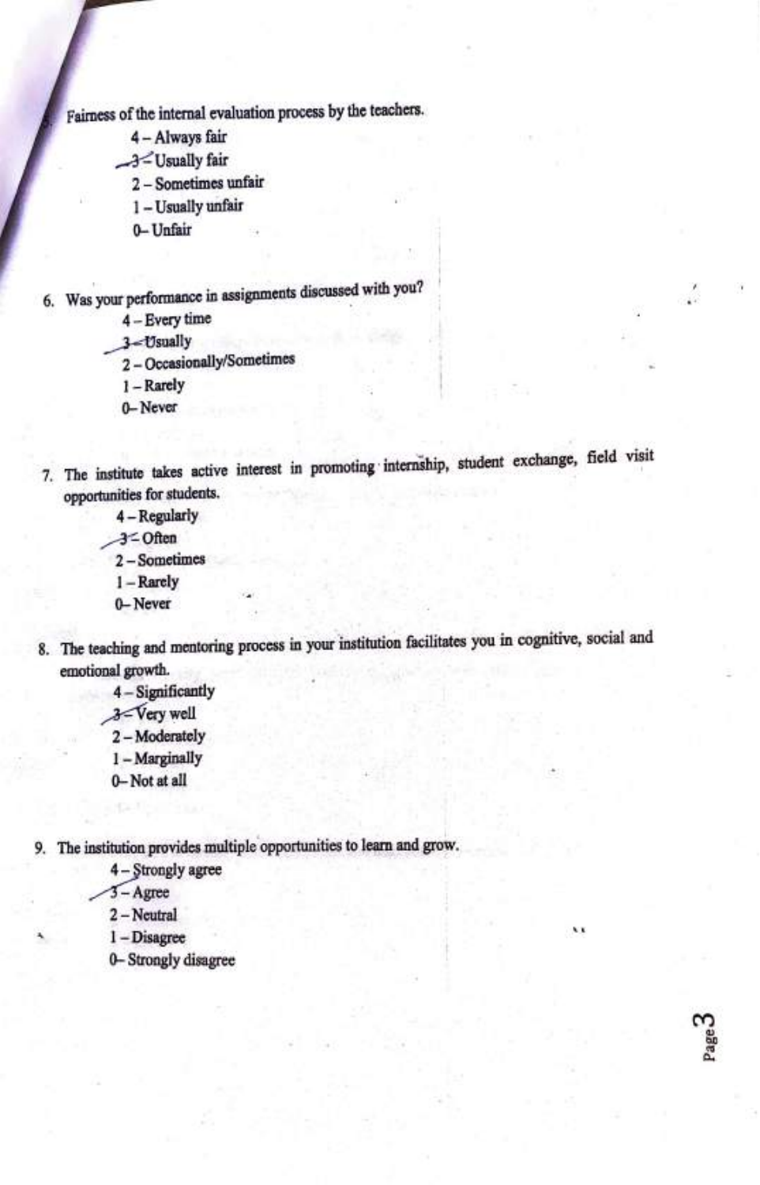5. Fairness of the internal evaluation process by the teachers.
   - 4 – Always fair
   - 3 – Usually fair
   - 2 – Sometimes unfair
   - 1 – Usually unfair
   - 0 – Unfair

6. Was your performance in assignments discussed with you?
   - 4 – Every time
   - 3 – Usually
   - 2 – Occasionally/Sometimes
   - 1 – Rarely
   - 0 – Never

7. The institute takes active interest in promoting internship, student exchange, field visit opportunities for students.
   - 4 – Regularly
   - 3 – Often
   - 2 – Sometimes
   - 1 – Rarely
   - 0 – Never

8. The teaching and mentoring process in your institution facilitates you in cognitive, social and emotional growth.
   - 4 – Significantly
   - 3 – Very well
   - 2 – Moderately
   - 1 – Marginally
   - 0 – Not at all

9. The institution provides multiple opportunities to learn and grow.
   - 4 – Strongly agree
   - 3 – Agree
   - 2 – Neutral
   - 1 – Disagree
   - 0 – Strongly disagree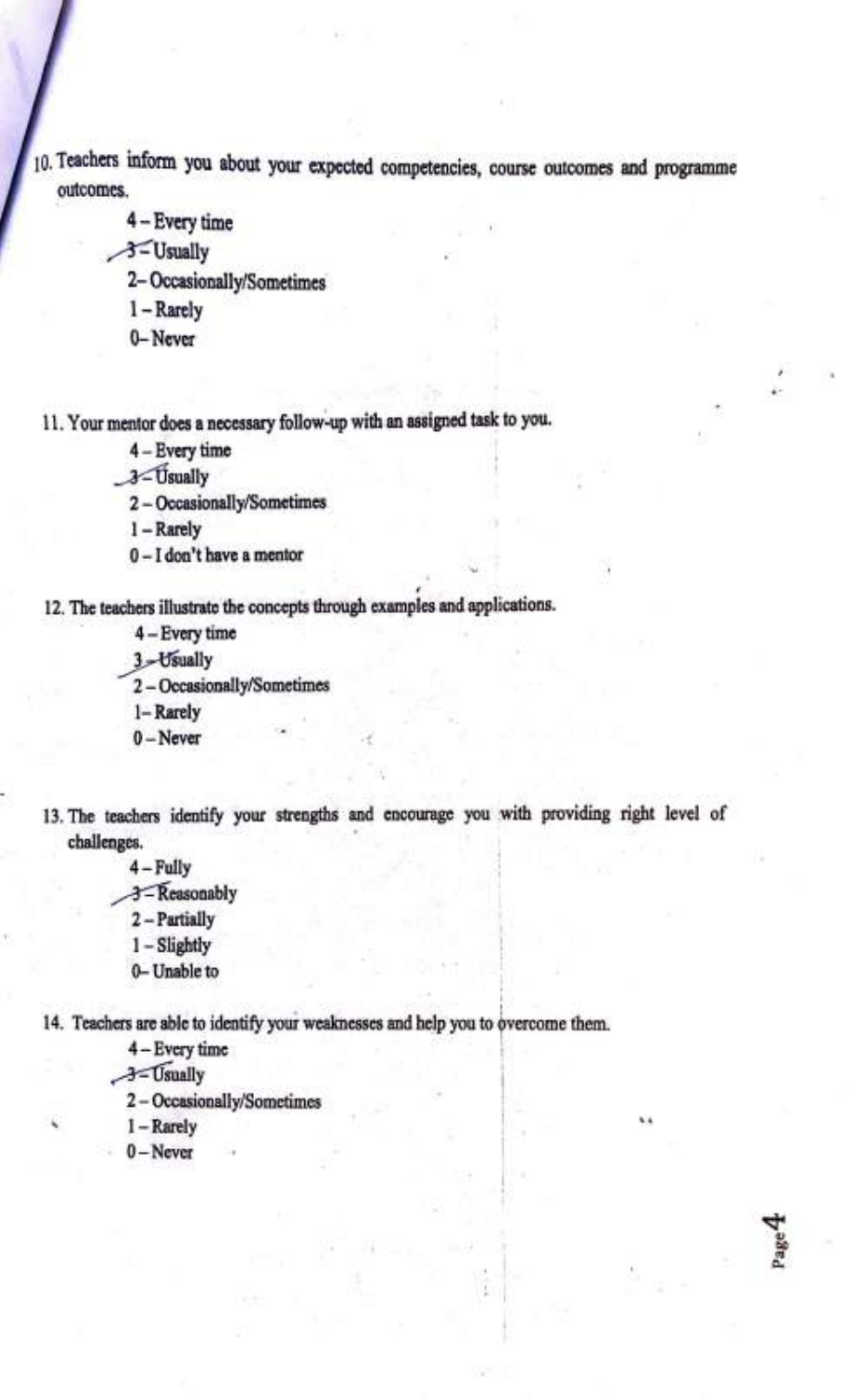10. Teachers inform you about your expected competencies, course outcomes and programme outcomes.

    4 – Every time
    3 – Usually
    2 – Occasionally/Sometimes
    1 – Rarely
    0 – Never

11. Your mentor does a necessary follow-up with an assigned task to you.

    4 – Every time
    3 – Usually
    2 – Occasionally/Sometimes
    1 – Rarely
    0 – I don't have a mentor

12. The teachers illustrate the concepts through examples and applications.

    4 – Every time
    3 – Usually
    2 – Occasionally/Sometimes
    1 – Rarely
    0 – Never

13. The teachers identify your strengths and encourage you with providing right level of challenges.

    4 – Fully
    3 – Reasonably
    2 – Partially
    1 – Slightly
    0 – Unable to

14. Teachers are able to identify your weaknesses and help you to overcome them.

    4 – Every time
    3 – Usually
    2 – Occasionally/Sometimes
    1 – Rarely
    0 – Never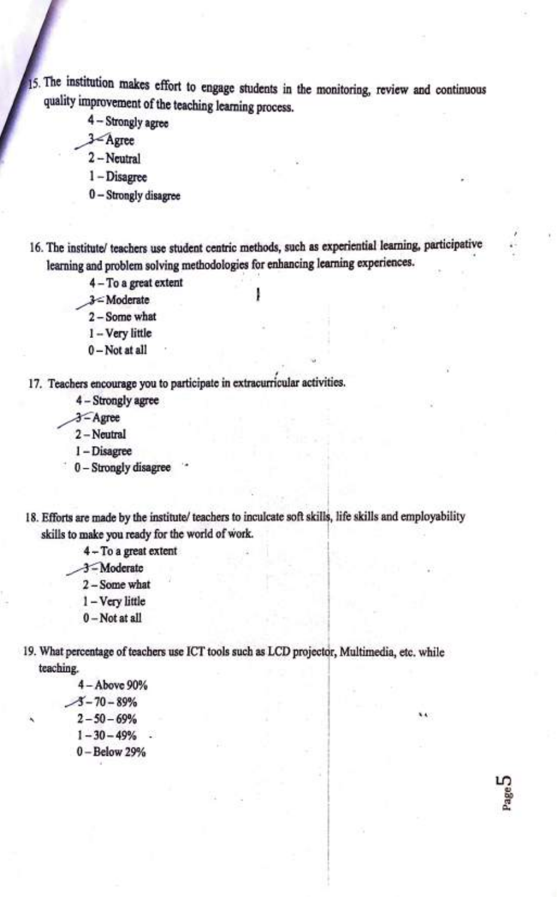15. The institution makes effort to engage students in the monitoring, review and continuous quality improvement of the teaching learning process.

    4 – Strongly agree
    3 – Agree
    2 – Neutral
    1 – Disagree
    0 – Strongly disagree

16. The institute/ teachers use student centric methods, such as experiential learning, participative learning and problem solving methodologies for enhancing learning experiences.

    4 – To a great extent
    3 – Moderate
    2 – Some what
    1 – Very little
    0 – Not at all

17. Teachers encourage you to participate in extracurricular activities.

    4 – Strongly agree
    3 – Agree
    2 – Neutral
    1 – Disagree
    0 – Strongly disagree

18. Efforts are made by the institute/ teachers to inculcate soft skills, life skills and employability skills to make you ready for the world of work.

    4 – To a great extent
    3 – Moderate
    2 – Some what
    1 – Very little
    0 – Not at all

19. What percentage of teachers use ICT tools such as LCD projector, Multimedia, etc. while teaching.

    4 – Above 90%
    3 – 70 – 89%
    2 – 50 – 69%
    1 – 30 – 49%
    0 – Below 29%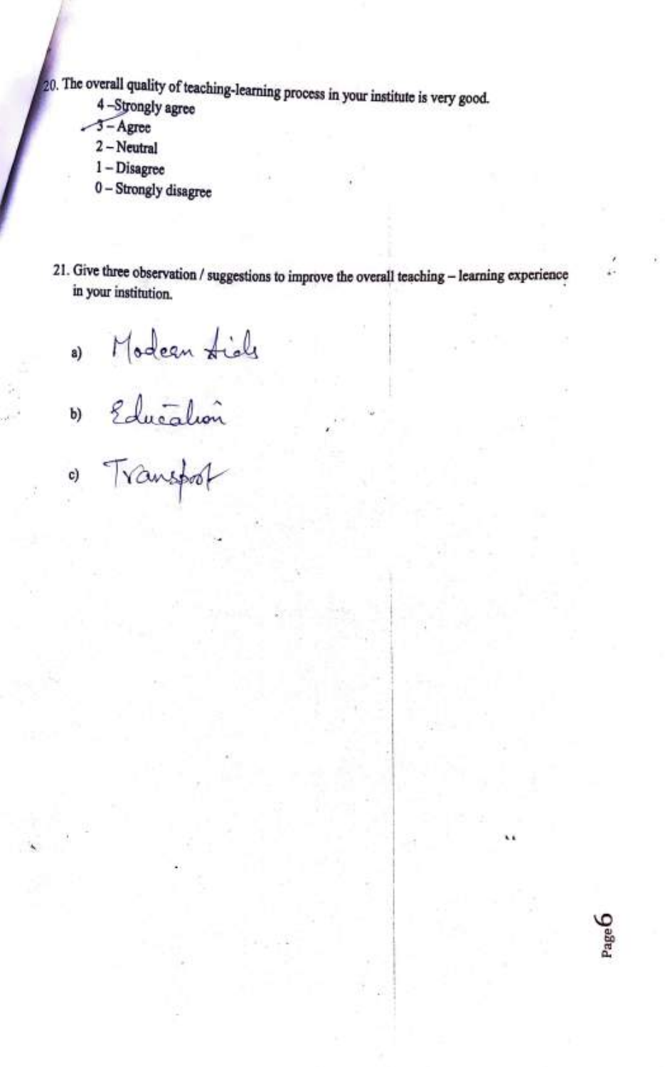20. The overall quality of teaching-learning process in your institute is very good.

    4 – Strongly agree
    3 – Agree
    2 – Neutral
    1 – Disagree
    0 – Strongly disagree

21. Give three observation / suggestions to improve the overall teaching – learning experience in your institution.

    a) Modern Aids

    b) Education

    c) Transport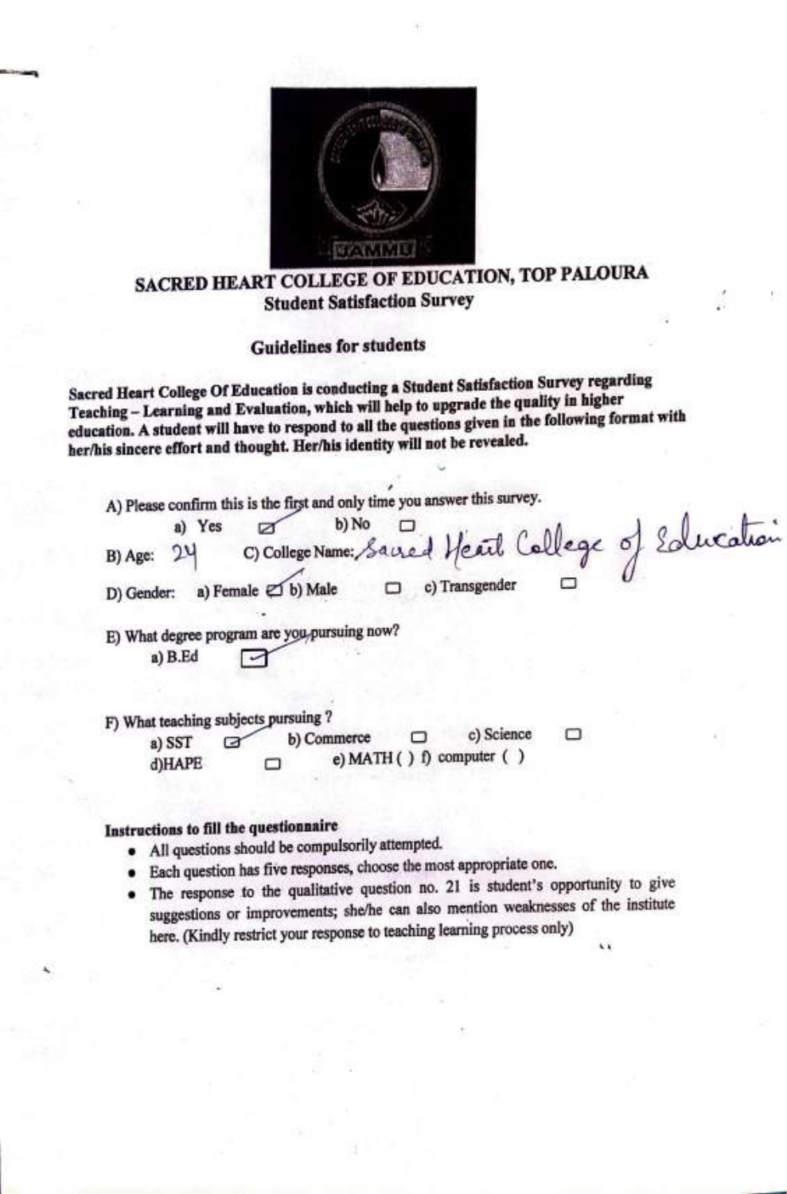# SACRED HEART COLLEGE OF EDUCATION, TOP PALOURA

## Student Satisfaction Survey

### Guidelines for students

**Sacred Heart College Of Education is conducting a Student Satisfaction Survey regarding Teaching – Learning and Evaluation, which will help to upgrade the quality in higher education. A student will have to respond to all the questions given in the following format with her/his sincere effort and thought. Her/his identity will not be revealed.**

A) Please confirm this is the first and only time you answer this survey.

a) Yes ☑ b) No ☐

B) Age: 24 C) College Name: Sacred Heart College of Education

D) Gender: a) Female ☑ b) Male ☐ c) Transgender ☐

E) What degree program are you pursuing now?

a) B.Ed ☑

F) What teaching subjects pursuing ?

a) SST ☑ b) Commerce ☐ c) Science ☐

d)HAPE ☐ e) MATH ( ) f) computer ( )

**Instructions to fill the questionnaire**

- All questions should be compulsorily attempted.
- Each question has five responses, choose the most appropriate one.
- The response to the qualitative question no. 21 is student's opportunity to give suggestions or improvements; she/he can also mention weaknesses of the institute here. (Kindly restrict your response to teaching learning process only)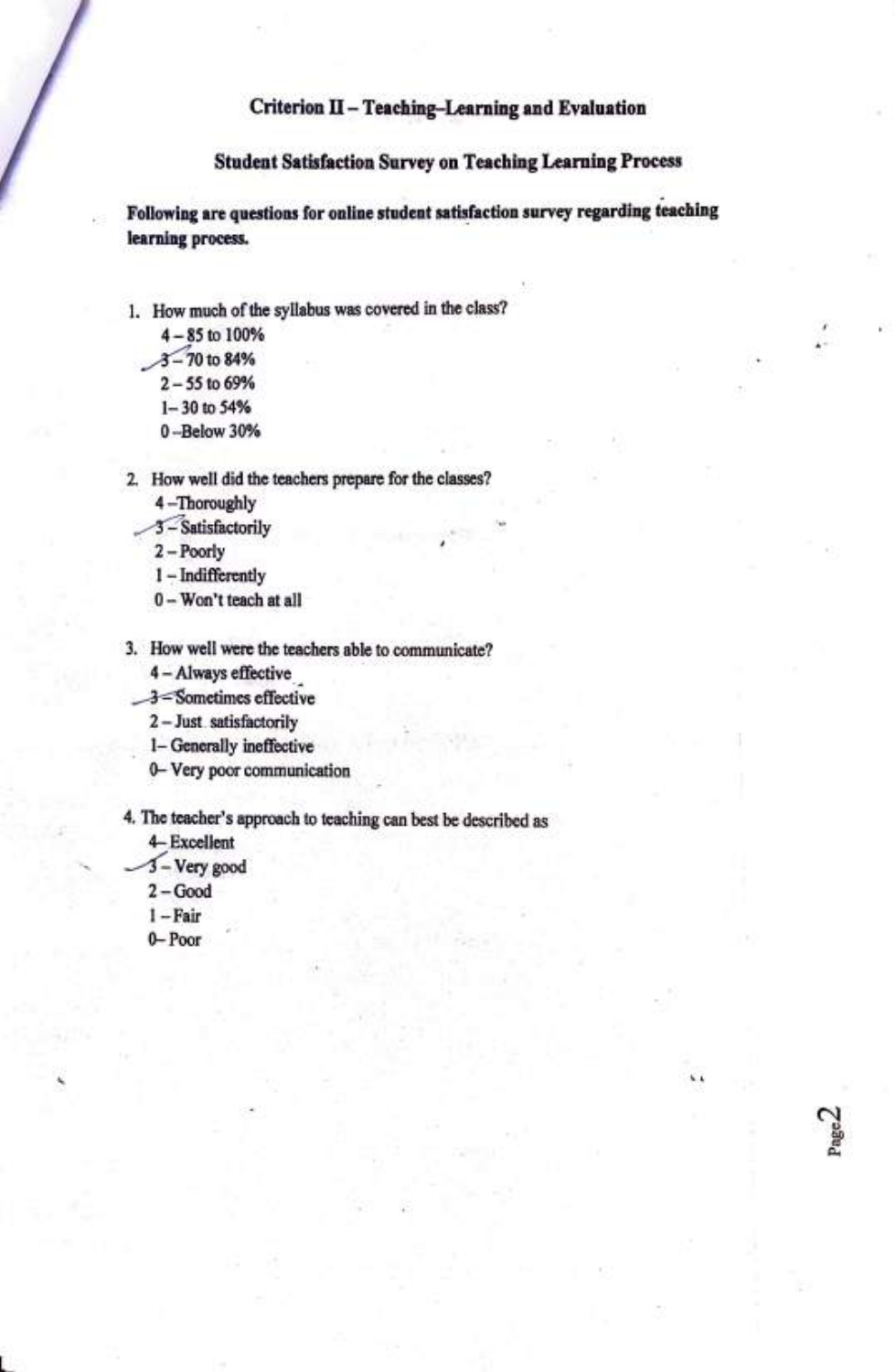## Criterion II – Teaching–Learning and Evaluation

### Student Satisfaction Survey on Teaching Learning Process

**Following are questions for online student satisfaction survey regarding teaching learning process.**

1. How much of the syllabus was covered in the class?
   - 4 – 85 to 100%
   - 3 – 70 to 84%
   - 2 – 55 to 69%
   - 1– 30 to 54%
   - 0 –Below 30%

2. How well did the teachers prepare for the classes?
   - 4 –Thoroughly
   - 3 – Satisfactorily
   - 2 – Poorly
   - 1 – Indifferently
   - 0 – Won't teach at all

3. How well were the teachers able to communicate?
   - 4 – Always effective
   - 3 – Sometimes effective
   - 2 – Just satisfactorily
   - 1– Generally ineffective
   - 0– Very poor communication

4. The teacher's approach to teaching can best be described as
   - 4– Excellent
   - 3 – Very good
   - 2 – Good
   - 1 – Fair
   - 0– Poor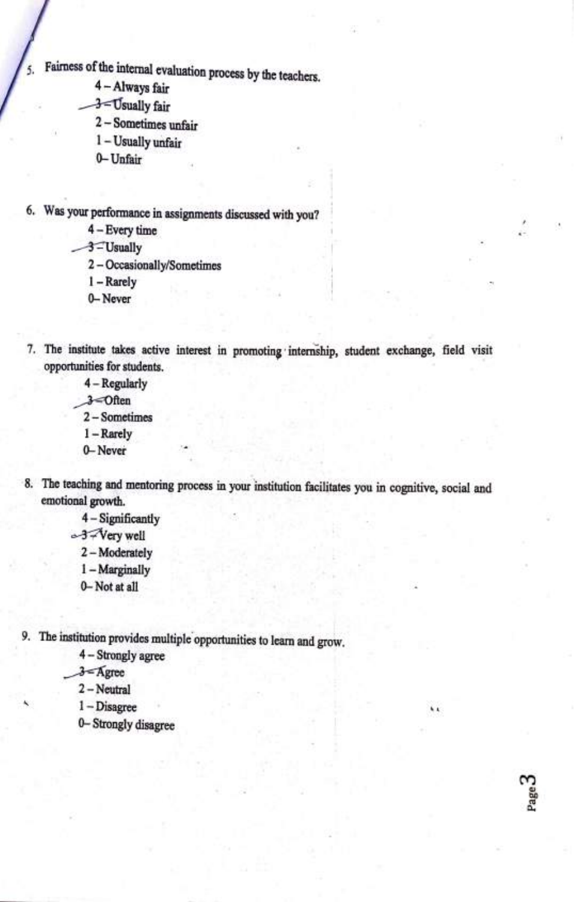5. Fairness of the internal evaluation process by the teachers.
   - 4 – Always fair
   - 3 – Usually fair
   - 2 – Sometimes unfair
   - 1 – Usually unfair
   - 0 – Unfair

6. Was your performance in assignments discussed with you?
   - 4 – Every time
   - 3 – Usually
   - 2 – Occasionally/Sometimes
   - 1 – Rarely
   - 0 – Never

7. The institute takes active interest in promoting internship, student exchange, field visit opportunities for students.
   - 4 – Regularly
   - 3 – Often
   - 2 – Sometimes
   - 1 – Rarely
   - 0 – Never

8. The teaching and mentoring process in your institution facilitates you in cognitive, social and emotional growth.
   - 4 – Significantly
   - 3 – Very well
   - 2 – Moderately
   - 1 – Marginally
   - 0 – Not at all

9. The institution provides multiple opportunities to learn and grow.
   - 4 – Strongly agree
   - 3 – Agree
   - 2 – Neutral
   - 1 – Disagree
   - 0 – Strongly disagree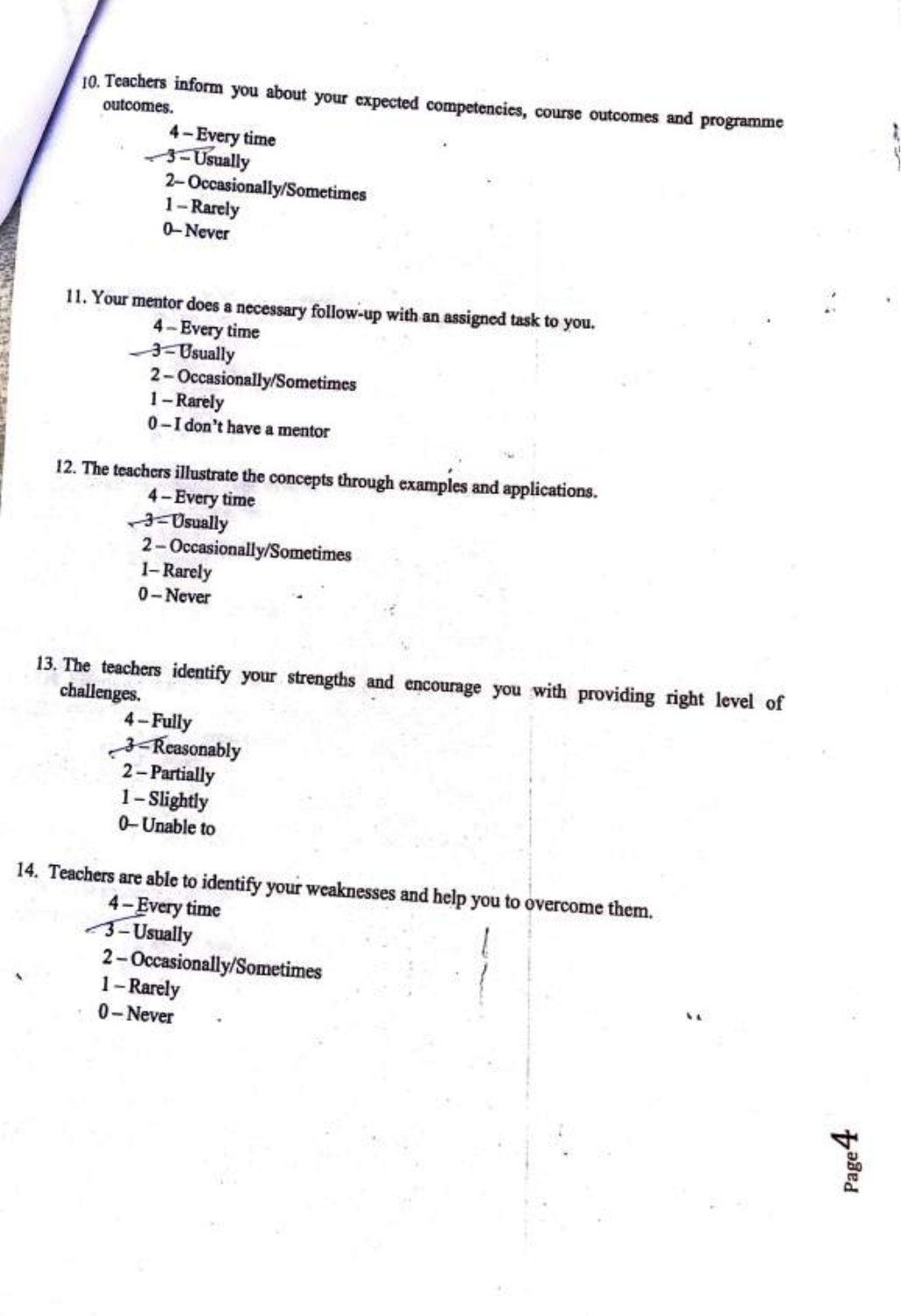10. Teachers inform you about your expected competencies, course outcomes and programme outcomes.

    4 – Every time
    3 – Usually
    2 – Occasionally/Sometimes
    1 – Rarely
    0 – Never

11. Your mentor does a necessary follow-up with an assigned task to you.

    4 – Every time
    3 – Usually
    2 – Occasionally/Sometimes
    1 – Rarely
    0 – I don't have a mentor

12. The teachers illustrate the concepts through examples and applications.

    4 – Every time
    3 – Usually
    2 – Occasionally/Sometimes
    1 – Rarely
    0 – Never

13. The teachers identify your strengths and encourage you with providing right level of challenges.

    4 – Fully
    3 – Reasonably
    2 – Partially
    1 – Slightly
    0 – Unable to

14. Teachers are able to identify your weaknesses and help you to overcome them.

    4 – Every time
    3 – Usually
    2 – Occasionally/Sometimes
    1 – Rarely
    0 – Never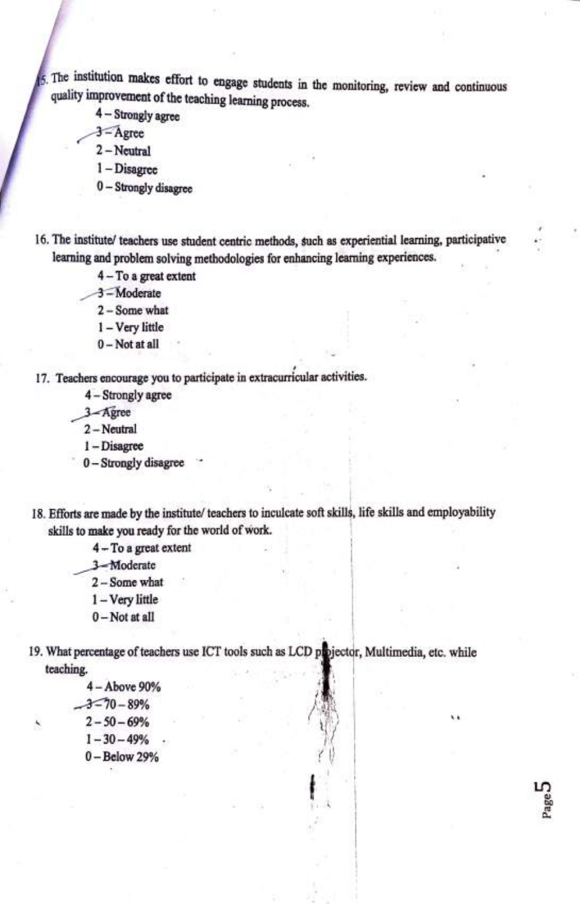15. The institution makes effort to engage students in the monitoring, review and continuous quality improvement of the teaching learning process.

    4 – Strongly agree
    3 – Agree
    2 – Neutral
    1 – Disagree
    0 – Strongly disagree

16. The institute/ teachers use student centric methods, such as experiential learning, participative learning and problem solving methodologies for enhancing learning experiences.

    4 – To a great extent
    3 – Moderate
    2 – Some what
    1 – Very little
    0 – Not at all

17. Teachers encourage you to participate in extracurricular activities.

    4 – Strongly agree
    3 – Agree
    2 – Neutral
    1 – Disagree
    0 – Strongly disagree

18. Efforts are made by the institute/ teachers to inculcate soft skills, life skills and employability skills to make you ready for the world of work.

    4 – To a great extent
    3 – Moderate
    2 – Some what
    1 – Very little
    0 – Not at all

19. What percentage of teachers use ICT tools such as LCD projector, Multimedia, etc. while teaching.

    4 – Above 90%
    3 – 70 – 89%
    2 – 50 – 69%
    1 – 30 – 49%
    0 – Below 29%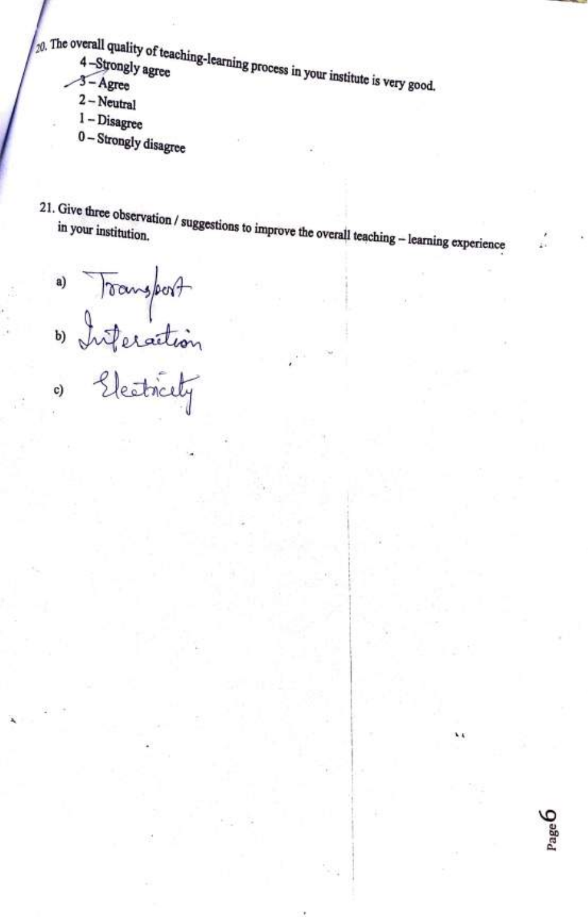20. The overall quality of teaching-learning process in your institute is very good.

    4 – Strongly agree

    3 – Agree

    2 – Neutral

    1 – Disagree

    0 – Strongly disagree

21. Give three observation / suggestions to improve the overall teaching – learning experience in your institution.

    a) Transport

    b) Interaction

    c) Electricity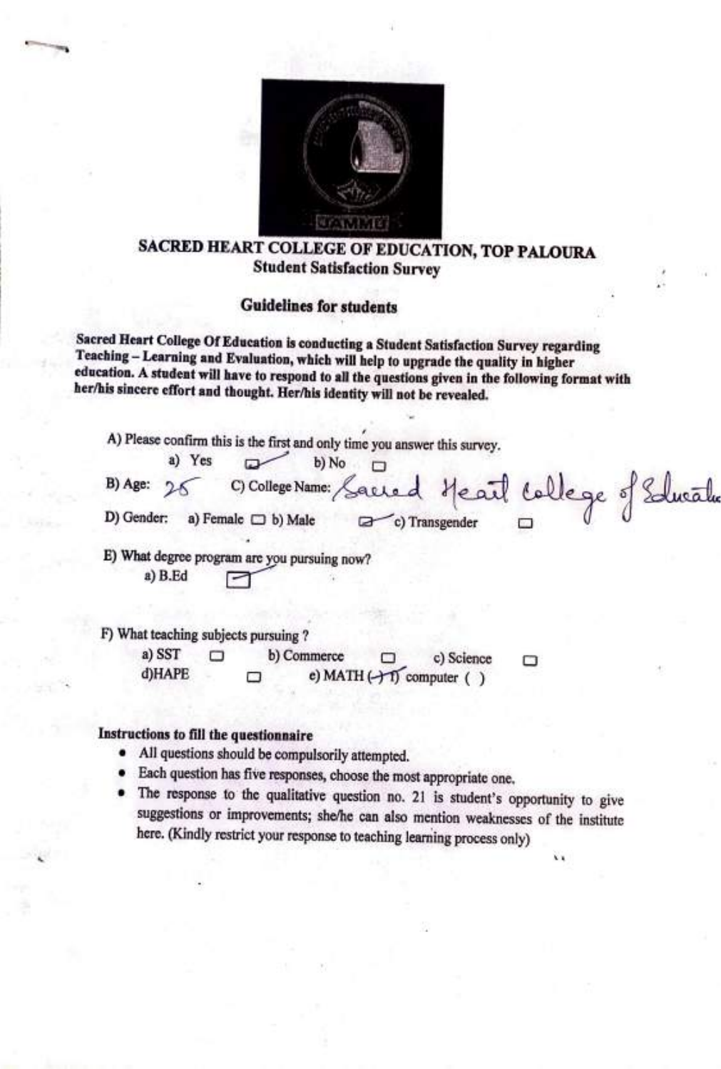# SACRED HEART COLLEGE OF EDUCATION, TOP PALOURA

## Student Satisfaction Survey

### Guidelines for students

**Sacred Heart College Of Education is conducting a Student Satisfaction Survey regarding Teaching – Learning and Evaluation, which will help to upgrade the quality in higher education. A student will have to respond to all the questions given in the following format with her/his sincere effort and thought. Her/his identity will not be revealed.**

A) Please confirm this is the first and only time you answer this survey.

a) Yes ☑ b) No ☐

B) Age: 25 C) College Name: Sacred Heart college of Educatio

D) Gender: a) Female ☐ b) Male ☑ c) Transgender ☐

E) What degree program are you pursuing now?

a) B.Ed ☑

F) What teaching subjects pursuing ?

a) SST ☐ b) Commerce ☐ c) Science ☐

d)HAPE ☐ e) MATH (✓) f) computer ( )

**Instructions to fill the questionnaire**

- All questions should be compulsorily attempted.
- Each question has five responses, choose the most appropriate one.
- The response to the qualitative question no. 21 is student's opportunity to give suggestions or improvements; she/he can also mention weaknesses of the institute here. (Kindly restrict your response to teaching learning process only)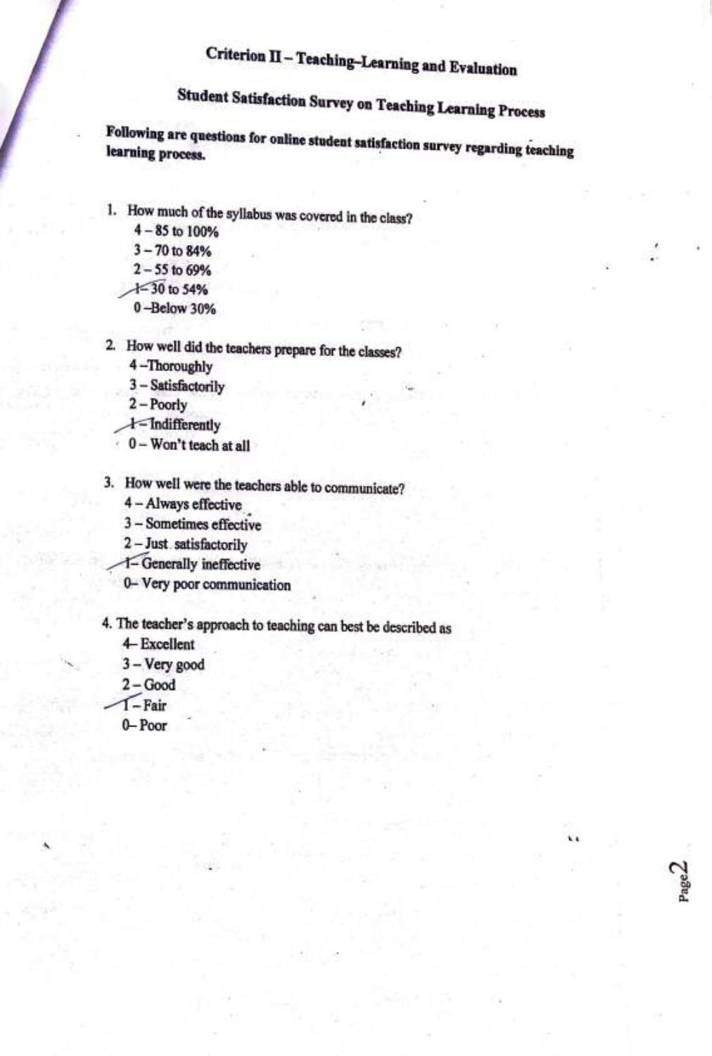# Criterion II – Teaching–Learning and Evaluation

## Student Satisfaction Survey on Teaching Learning Process

**Following are questions for online student satisfaction survey regarding teaching learning process.**

1. How much of the syllabus was covered in the class?
   - 4 – 85 to 100%
   - 3 – 70 to 84%
   - 2 – 55 to 69%
   - 1 – 30 to 54%
   - 0 – Below 30%

2. How well did the teachers prepare for the classes?
   - 4 – Thoroughly
   - 3 – Satisfactorily
   - 2 – Poorly
   - 1 – Indifferently
   - 0 – Won't teach at all

3. How well were the teachers able to communicate?
   - 4 – Always effective
   - 3 – Sometimes effective
   - 2 – Just satisfactorily
   - 1 – Generally ineffective
   - 0 – Very poor communication

4. The teacher's approach to teaching can best be described as
   - 4 – Excellent
   - 3 – Very good
   - 2 – Good
   - 1 – Fair
   - 0 – Poor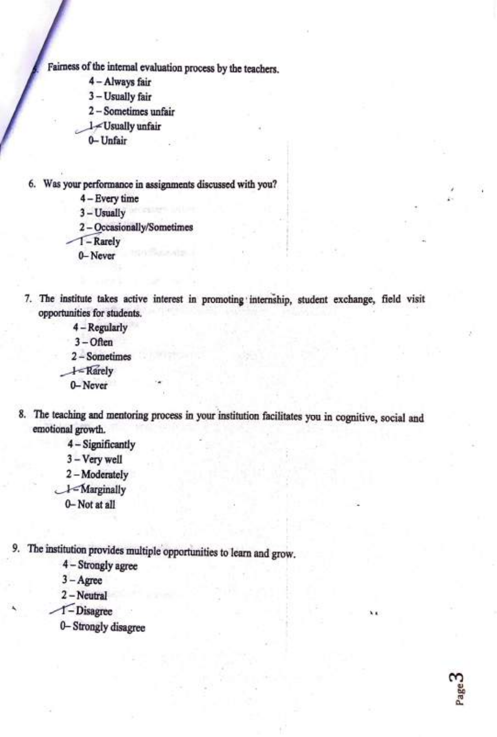5. Fairness of the internal evaluation process by the teachers.
   - 4 – Always fair
   - 3 – Usually fair
   - 2 – Sometimes unfair
   - 1 – Usually unfair
   - 0 – Unfair

6. Was your performance in assignments discussed with you?
   - 4 – Every time
   - 3 – Usually
   - 2 – Occasionally/Sometimes
   - 1 – Rarely
   - 0 – Never

7. The institute takes active interest in promoting internship, student exchange, field visit opportunities for students.
   - 4 – Regularly
   - 3 – Often
   - 2 – Sometimes
   - 1 – Rarely
   - 0 – Never

8. The teaching and mentoring process in your institution facilitates you in cognitive, social and emotional growth.
   - 4 – Significantly
   - 3 – Very well
   - 2 – Moderately
   - 1 – Marginally
   - 0 – Not at all

9. The institution provides multiple opportunities to learn and grow.
   - 4 – Strongly agree
   - 3 – Agree
   - 2 – Neutral
   - 1 – Disagree
   - 0 – Strongly disagree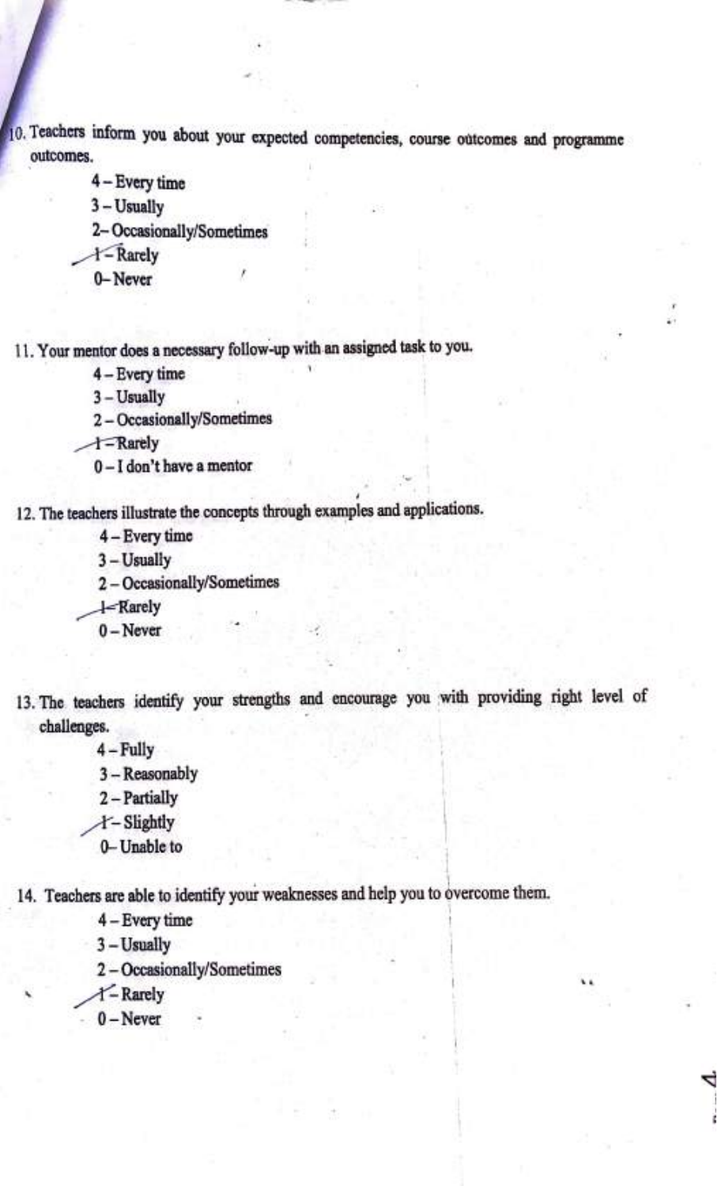10. Teachers inform you about your expected competencies, course outcomes and programme outcomes.

    4 – Every time
    3 – Usually
    2 – Occasionally/Sometimes
    1 – Rarely
    0 – Never

11. Your mentor does a necessary follow-up with an assigned task to you.

    4 – Every time
    3 – Usually
    2 – Occasionally/Sometimes
    1 – Rarely
    0 – I don't have a mentor

12. The teachers illustrate the concepts through examples and applications.

    4 – Every time
    3 – Usually
    2 – Occasionally/Sometimes
    1 – Rarely
    0 – Never

13. The teachers identify your strengths and encourage you with providing right level of challenges.

    4 – Fully
    3 – Reasonably
    2 – Partially
    1 – Slightly
    0 – Unable to

14. Teachers are able to identify your weaknesses and help you to overcome them.

    4 – Every time
    3 – Usually
    2 – Occasionally/Sometimes
    1 – Rarely
    0 – Never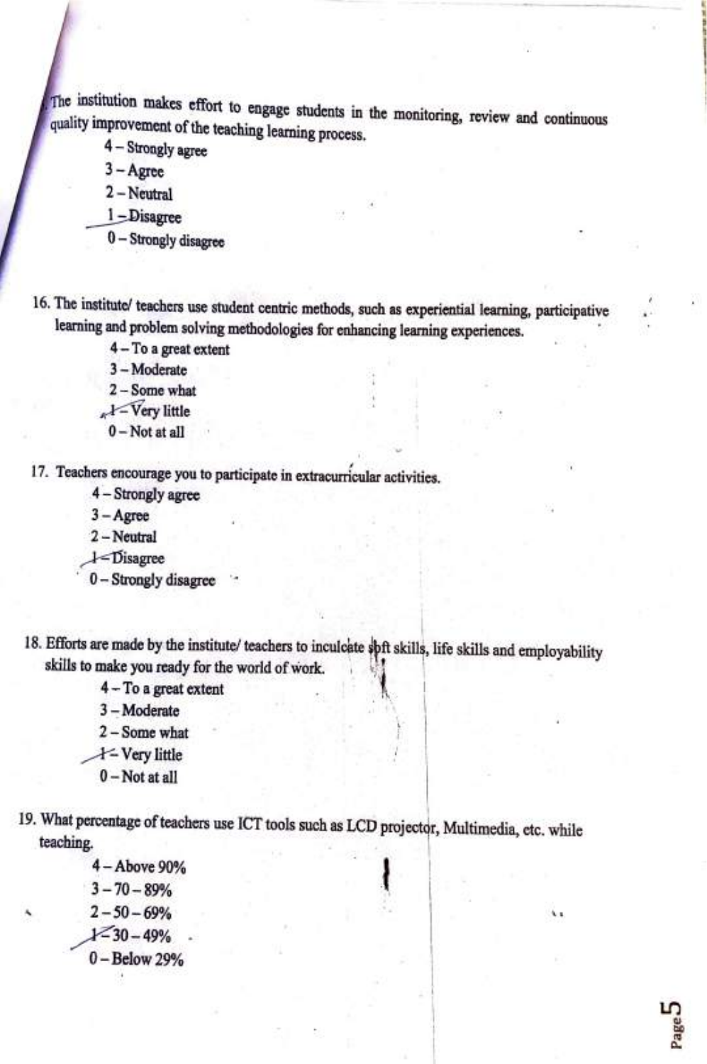15. The institution makes effort to engage students in the monitoring, review and continuous quality improvement of the teaching learning process.

4 – Strongly agree
3 – Agree
2 – Neutral
1 – Disagree
0 – Strongly disagree

16. The institute/ teachers use student centric methods, such as experiential learning, participative learning and problem solving methodologies for enhancing learning experiences.

4 – To a great extent
3 – Moderate
2 – Some what
1 – Very little
0 – Not at all

17. Teachers encourage you to participate in extracurricular activities.

4 – Strongly agree
3 – Agree
2 – Neutral
1 – Disagree
0 – Strongly disagree

18. Efforts are made by the institute/ teachers to inculcate soft skills, life skills and employability skills to make you ready for the world of work.

4 – To a great extent
3 – Moderate
2 – Some what
1 – Very little
0 – Not at all

19. What percentage of teachers use ICT tools such as LCD projector, Multimedia, etc. while teaching.

4 – Above 90%
3 – 70 – 89%
2 – 50 – 69%
1 – 30 – 49%
0 – Below 29%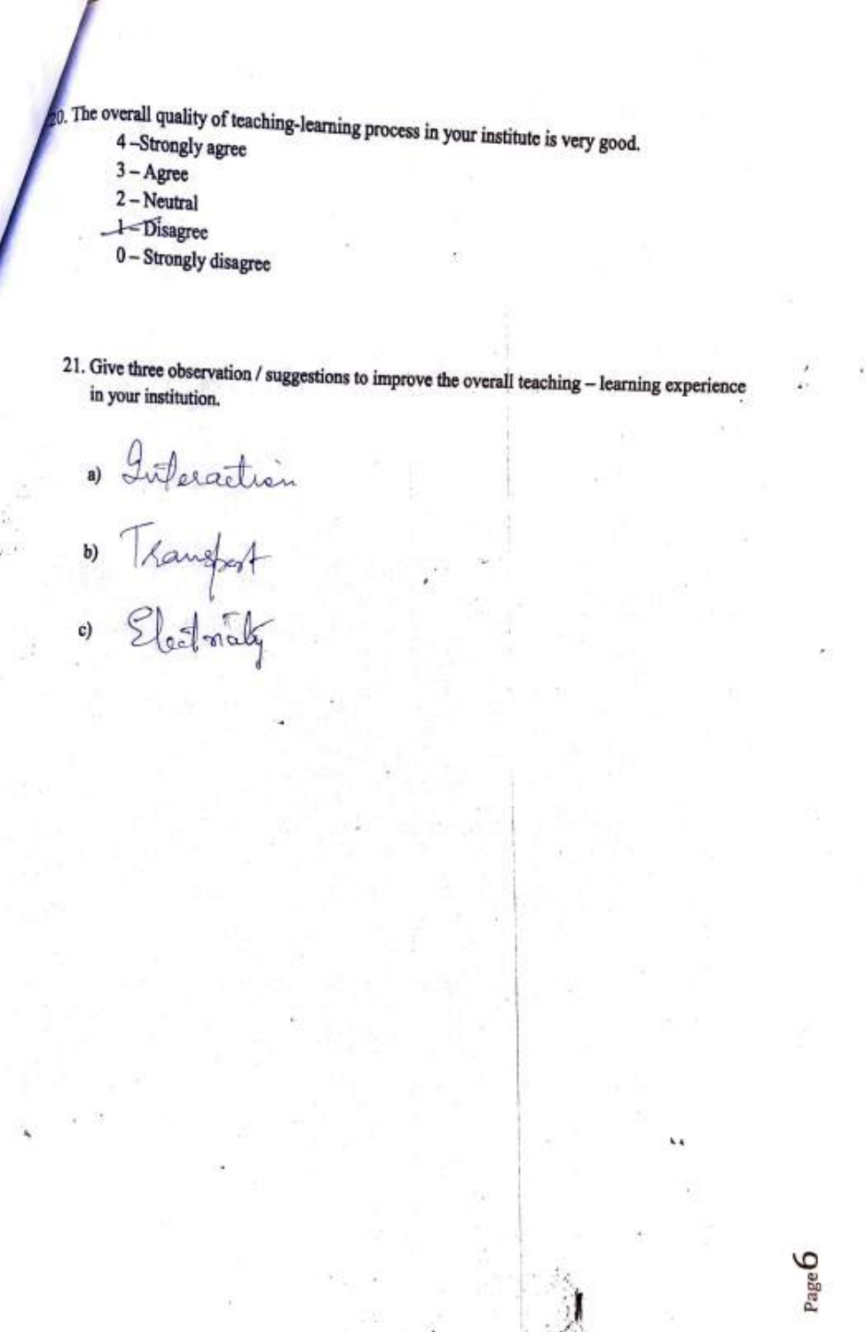20. The overall quality of teaching-learning process in your institute is very good.

    4 – Strongly agree
    3 – Agree
    2 – Neutral
    ~~1 – Disagree~~
    0 – Strongly disagree

21. Give three observation / suggestions to improve the overall teaching – learning experience in your institution.

    a) Interaction

    b) Transport

    c) Electricity